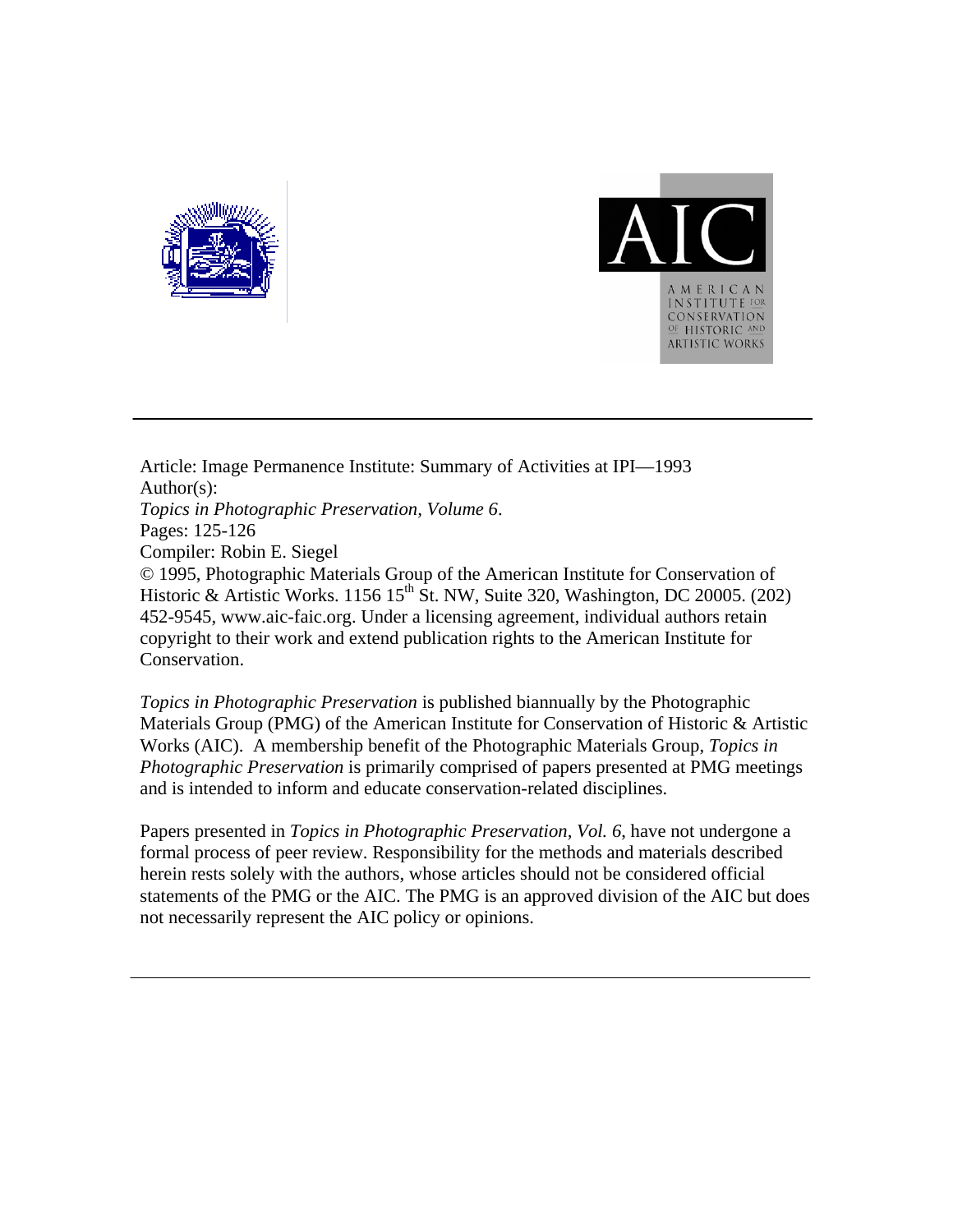Article: Image Permanence Institute: Summary of Activities at IPI—1993
Author(s):
*Topics in Photographic Preservation, Volume 6*.
Pages: 125-126
Compiler: Robin E. Siegel
© 1995, Photographic Materials Group of the American Institute for Conservation of Historic & Artistic Works. 1156 15th St. NW, Suite 320, Washington, DC 20005. (202) 452-9545, www.aic-faic.org. Under a licensing agreement, individual authors retain copyright to their work and extend publication rights to the American Institute for Conservation.

*Topics in Photographic Preservation* is published biannually by the Photographic Materials Group (PMG) of the American Institute for Conservation of Historic & Artistic Works (AIC). A membership benefit of the Photographic Materials Group, *Topics in Photographic Preservation* is primarily comprised of papers presented at PMG meetings and is intended to inform and educate conservation-related disciplines.

Papers presented in *Topics in Photographic Preservation, Vol. 6*, have not undergone a formal process of peer review. Responsibility for the methods and materials described herein rests solely with the authors, whose articles should not be considered official statements of the PMG or the AIC. The PMG is an approved division of the AIC but does not necessarily represent the AIC policy or opinions.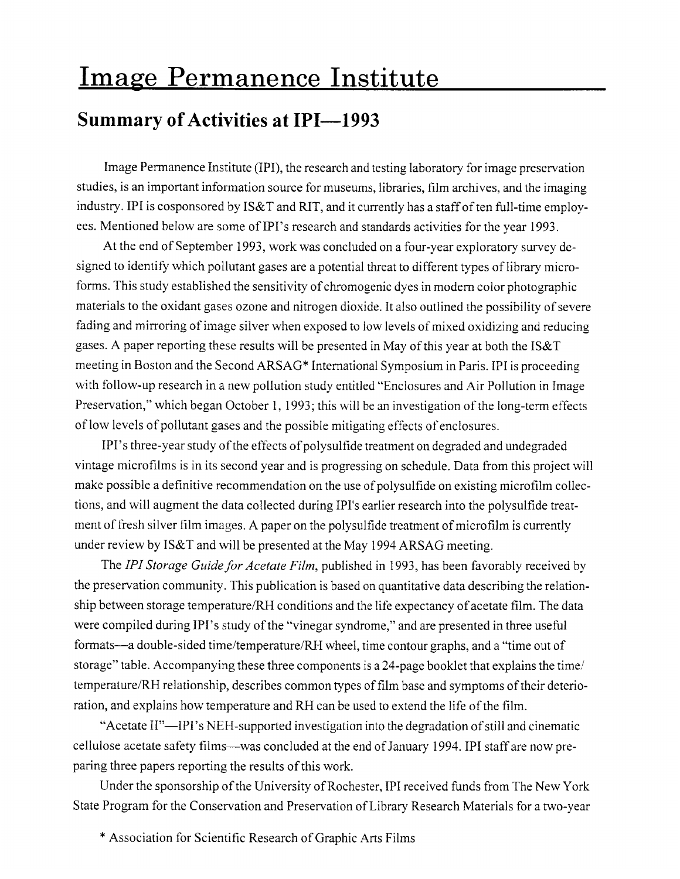# Image Permanence Institute

## Summary of Activities at IPI—1993

Image Permanence Institute (IPI), the research and testing laboratory for image preservation studies, is an important information source for museums, libraries, film archives, and the imaging industry. IPI is cosponsored by IS&T and RIT, and it currently has a staff of ten full-time employees. Mentioned below are some of IPI's research and standards activities for the year 1993.

At the end of September 1993, work was concluded on a four-year exploratory survey designed to identify which pollutant gases are a potential threat to different types of library microforms. This study established the sensitivity of chromogenic dyes in modern color photographic materials to the oxidant gases ozone and nitrogen dioxide. It also outlined the possibility of severe fading and mirroring of image silver when exposed to low levels of mixed oxidizing and reducing gases. A paper reporting these results will be presented in May of this year at both the IS&T meeting in Boston and the Second ARSAG* International Symposium in Paris. IPI is proceeding with follow-up research in a new pollution study entitled "Enclosures and Air Pollution in Image Preservation," which began October 1, 1993; this will be an investigation of the long-term effects of low levels of pollutant gases and the possible mitigating effects of enclosures.

IPI's three-year study of the effects of polysulfide treatment on degraded and undegraded vintage microfilms is in its second year and is progressing on schedule. Data from this project will make possible a definitive recommendation on the use of polysulfide on existing microfilm collections, and will augment the data collected during IPI's earlier research into the polysulfide treatment of fresh silver film images. A paper on the polysulfide treatment of microfilm is currently under review by IS&T and will be presented at the May 1994 ARSAG meeting.

The *IPI Storage Guide for Acetate Film*, published in 1993, has been favorably received by the preservation community. This publication is based on quantitative data describing the relationship between storage temperature/RH conditions and the life expectancy of acetate film. The data were compiled during IPI's study of the "vinegar syndrome," and are presented in three useful formats—a double-sided time/temperature/RH wheel, time contour graphs, and a "time out of storage" table. Accompanying these three components is a 24-page booklet that explains the time/temperature/RH relationship, describes common types of film base and symptoms of their deterioration, and explains how temperature and RH can be used to extend the life of the film.

"Acetate II"—IPI's NEH-supported investigation into the degradation of still and cinematic cellulose acetate safety films—was concluded at the end of January 1994. IPI staff are now preparing three papers reporting the results of this work.

Under the sponsorship of the University of Rochester, IPI received funds from The New York State Program for the Conservation and Preservation of Library Research Materials for a two-year

\* Association for Scientific Research of Graphic Arts Films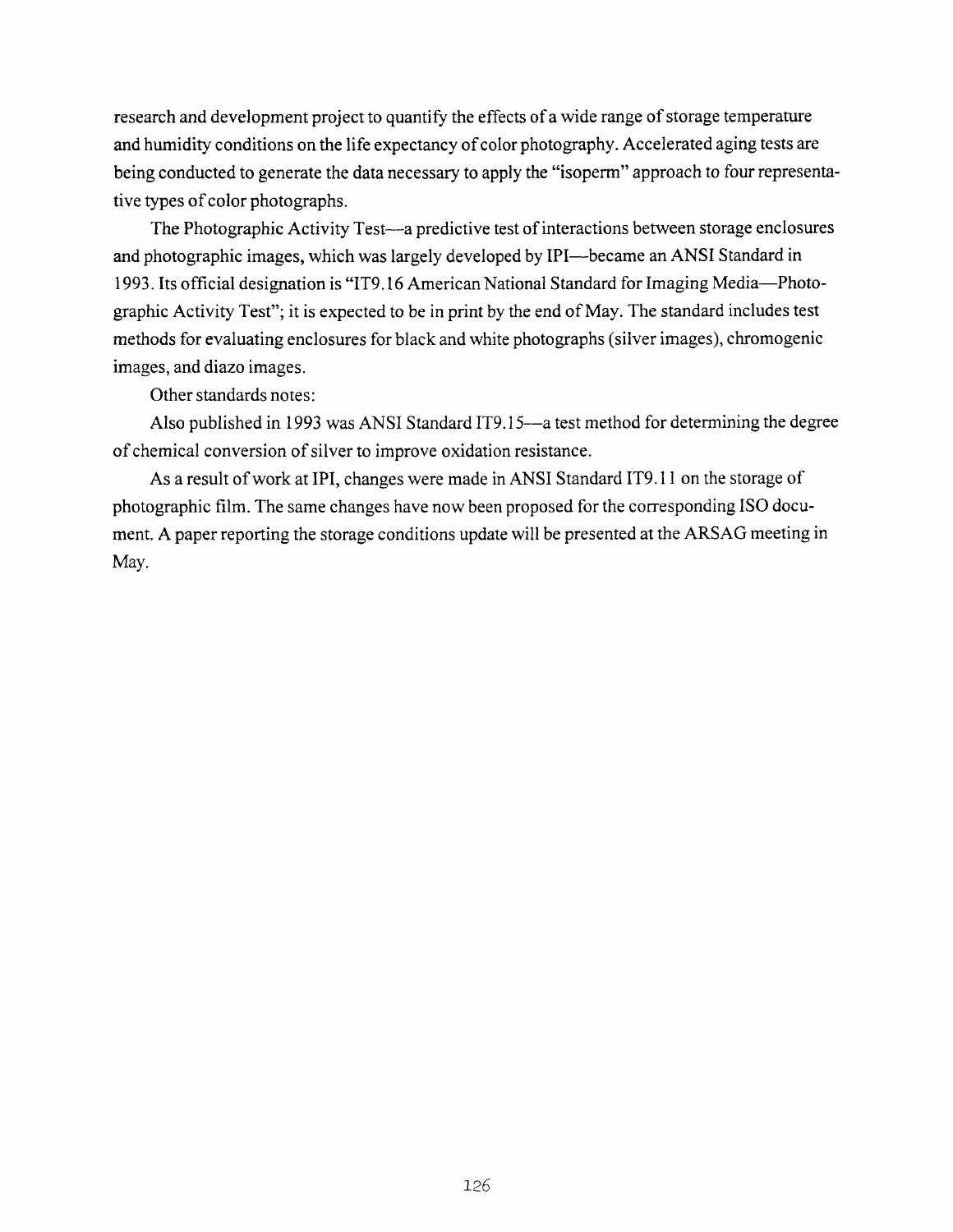research and development project to quantify the effects of a wide range of storage temperature and humidity conditions on the life expectancy of color photography. Accelerated aging tests are being conducted to generate the data necessary to apply the "isoperm" approach to four representative types of color photographs.

The Photographic Activity Test—a predictive test of interactions between storage enclosures and photographic images, which was largely developed by IPI—became an ANSI Standard in 1993. Its official designation is "IT9.16 American National Standard for Imaging Media—Photographic Activity Test"; it is expected to be in print by the end of May. The standard includes test methods for evaluating enclosures for black and white photographs (silver images), chromogenic images, and diazo images.

Other standards notes:

Also published in 1993 was ANSI Standard IT9.15—a test method for determining the degree of chemical conversion of silver to improve oxidation resistance.

As a result of work at IPI, changes were made in ANSI Standard IT9.11 on the storage of photographic film. The same changes have now been proposed for the corresponding ISO document. A paper reporting the storage conditions update will be presented at the ARSAG meeting in May.